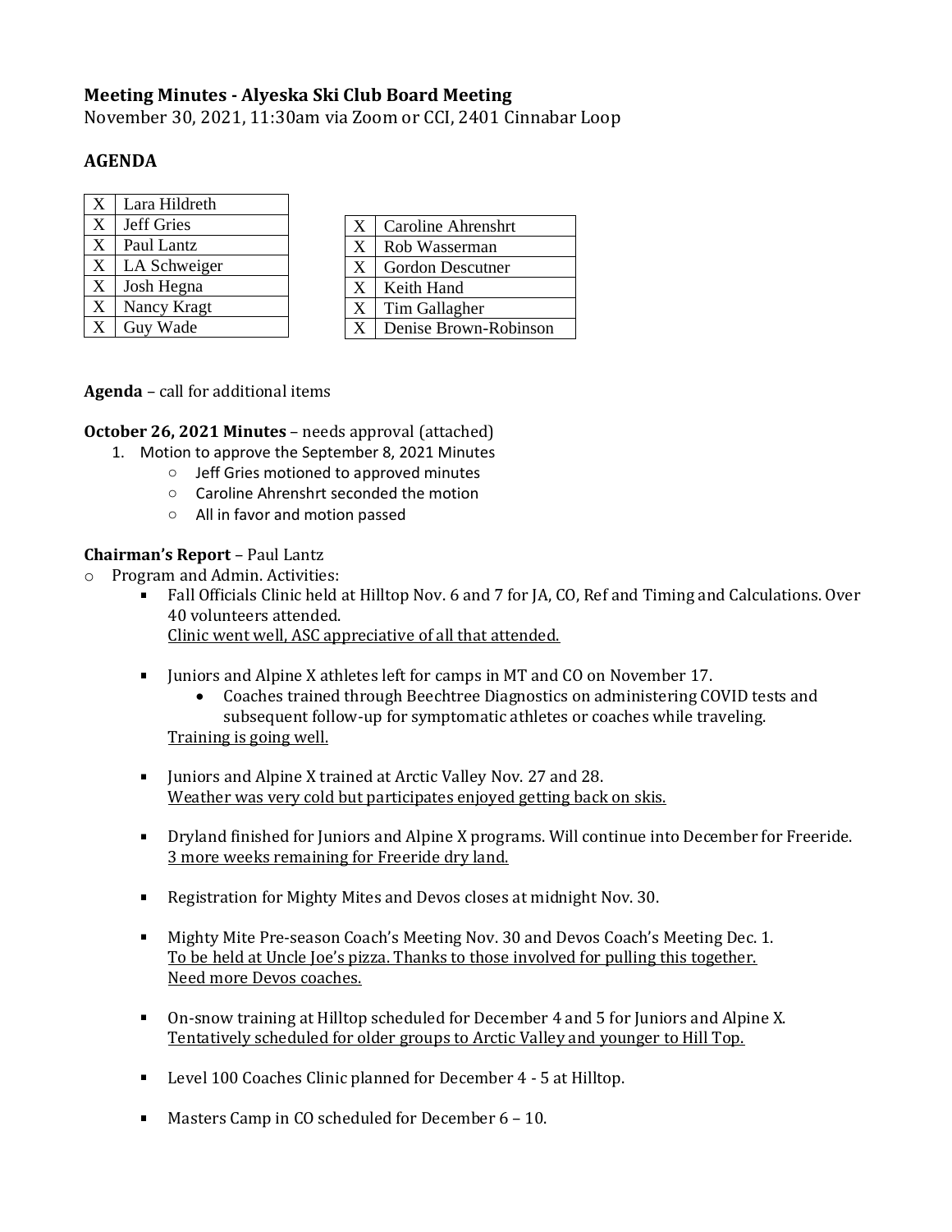**Meeting Minutes - Alyeska Ski Club Board Meeting**
November 30, 2021, 11:30am via Zoom or CCI, 2401 Cinnabar Loop

**AGENDA**

| | |
|---|---|
| X | Lara Hildreth |
| X | Jeff Gries |
| X | Paul Lantz |
| X | LA Schweiger |
| X | Josh Hegna |
| X | Nancy Kragt |
| X | Guy Wade |

| | |
|---|---|
| X | Caroline Ahrenshrt |
| X | Rob Wasserman |
| X | Gordon Descutner |
| X | Keith Hand |
| X | Tim Gallagher |
| X | Denise Brown-Robinson |

**Agenda** – call for additional items

**October 26, 2021 Minutes** – needs approval (attached)

1. Motion to approve the September 8, 2021 Minutes
   - Jeff Gries motioned to approved minutes
   - Caroline Ahrenshrt seconded the motion
   - All in favor and motion passed

**Chairman's Report** – Paul Lantz

- Program and Admin. Activities:
  - Fall Officials Clinic held at Hilltop Nov. 6 and 7 for JA, CO, Ref and Timing and Calculations. Over 40 volunteers attended.
    <u>Clinic went well, ASC appreciative of all that attended.</u>
  - Juniors and Alpine X athletes left for camps in MT and CO on November 17.
    - Coaches trained through Beechtree Diagnostics on administering COVID tests and subsequent follow-up for symptomatic athletes or coaches while traveling.

    <u>Training is going well.</u>
  - Juniors and Alpine X trained at Arctic Valley Nov. 27 and 28.
    <u>Weather was very cold but participates enjoyed getting back on skis.</u>
  - Dryland finished for Juniors and Alpine X programs. Will continue into December for Freeride.
    <u>3 more weeks remaining for Freeride dry land.</u>
  - Registration for Mighty Mites and Devos closes at midnight Nov. 30.
  - Mighty Mite Pre-season Coach's Meeting Nov. 30 and Devos Coach's Meeting Dec. 1.
    <u>To be held at Uncle Joe's pizza. Thanks to those involved for pulling this together.</u>
    <u>Need more Devos coaches.</u>
  - On-snow training at Hilltop scheduled for December 4 and 5 for Juniors and Alpine X.
    <u>Tentatively scheduled for older groups to Arctic Valley and younger to Hill Top.</u>
  - Level 100 Coaches Clinic planned for December 4 - 5 at Hilltop.
  - Masters Camp in CO scheduled for December 6 – 10.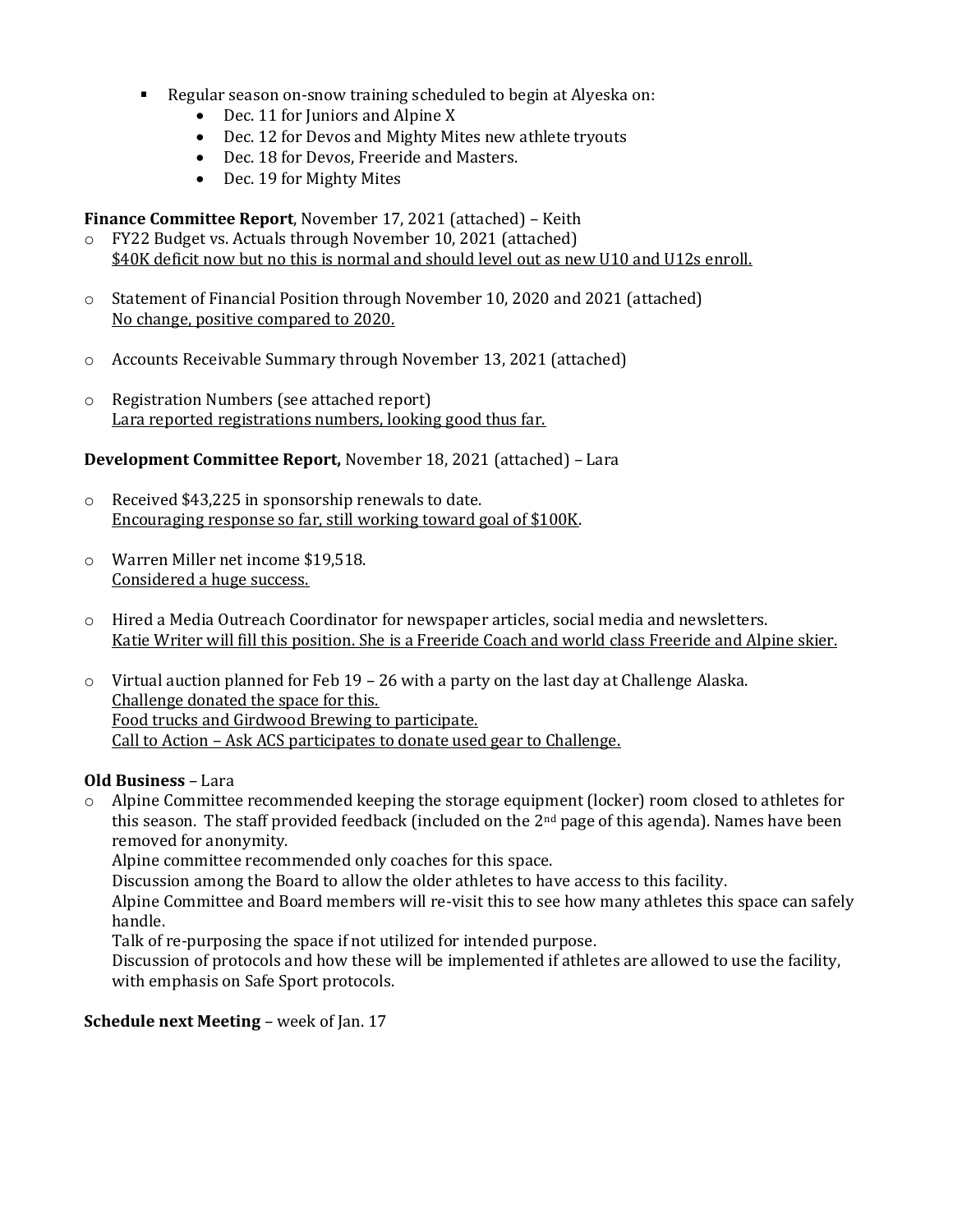- Regular season on-snow training scheduled to begin at Alyeska on:
  - Dec. 11 for Juniors and Alpine X
  - Dec. 12 for Devos and Mighty Mites new athlete tryouts
  - Dec. 18 for Devos, Freeride and Masters.
  - Dec. 19 for Mighty Mites

**Finance Committee Report**, November 17, 2021 (attached) – Keith

- FY22 Budget vs. Actuals through November 10, 2021 (attached)
  <u>$40K deficit now but no this is normal and should level out as new U10 and U12s enroll.</u>
- Statement of Financial Position through November 10, 2020 and 2021 (attached)
  <u>No change, positive compared to 2020.</u>
- Accounts Receivable Summary through November 13, 2021 (attached)
- Registration Numbers (see attached report)
  <u>Lara reported registrations numbers, looking good thus far.</u>

**Development Committee Report,** November 18, 2021 (attached) – Lara

- Received $43,225 in sponsorship renewals to date.
  <u>Encouraging response so far, still working toward goal of $100K</u>.
- Warren Miller net income $19,518.
  <u>Considered a huge success.</u>
- Hired a Media Outreach Coordinator for newspaper articles, social media and newsletters.
  <u>Katie Writer will fill this position. She is a Freeride Coach and world class Freeride and Alpine skier.</u>
- Virtual auction planned for Feb 19 – 26 with a party on the last day at Challenge Alaska.
  <u>Challenge donated the space for this.</u>
  <u>Food trucks and Girdwood Brewing to participate.</u>
  <u>Call to Action – Ask ACS participates to donate used gear to Challenge.</u>

**Old Business** – Lara

- Alpine Committee recommended keeping the storage equipment (locker) room closed to athletes for this season. The staff provided feedback (included on the 2nd page of this agenda). Names have been removed for anonymity.
  Alpine committee recommended only coaches for this space.
  Discussion among the Board to allow the older athletes to have access to this facility.
  Alpine Committee and Board members will re-visit this to see how many athletes this space can safely handle.
  Talk of re-purposing the space if not utilized for intended purpose.
  Discussion of protocols and how these will be implemented if athletes are allowed to use the facility, with emphasis on Safe Sport protocols.

**Schedule next Meeting** – week of Jan. 17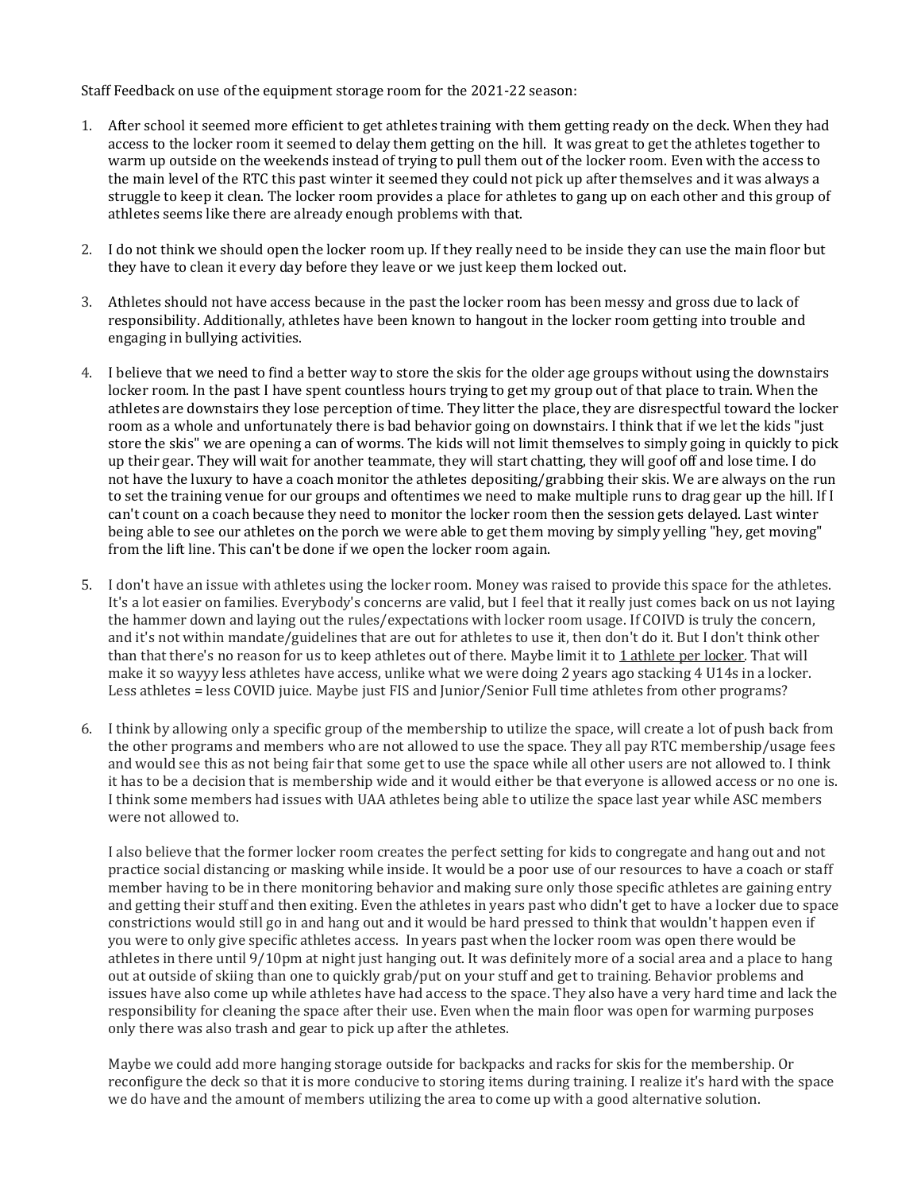Staff Feedback on use of the equipment storage room for the 2021-22 season:

1. After school it seemed more efficient to get athletes training with them getting ready on the deck. When they had access to the locker room it seemed to delay them getting on the hill. It was great to get the athletes together to warm up outside on the weekends instead of trying to pull them out of the locker room. Even with the access to the main level of the RTC this past winter it seemed they could not pick up after themselves and it was always a struggle to keep it clean. The locker room provides a place for athletes to gang up on each other and this group of athletes seems like there are already enough problems with that.

2. I do not think we should open the locker room up. If they really need to be inside they can use the main floor but they have to clean it every day before they leave or we just keep them locked out.

3. Athletes should not have access because in the past the locker room has been messy and gross due to lack of responsibility. Additionally, athletes have been known to hangout in the locker room getting into trouble and engaging in bullying activities.

4. I believe that we need to find a better way to store the skis for the older age groups without using the downstairs locker room. In the past I have spent countless hours trying to get my group out of that place to train. When the athletes are downstairs they lose perception of time. They litter the place, they are disrespectful toward the locker room as a whole and unfortunately there is bad behavior going on downstairs. I think that if we let the kids "just store the skis" we are opening a can of worms. The kids will not limit themselves to simply going in quickly to pick up their gear. They will wait for another teammate, they will start chatting, they will goof off and lose time. I do not have the luxury to have a coach monitor the athletes depositing/grabbing their skis. We are always on the run to set the training venue for our groups and oftentimes we need to make multiple runs to drag gear up the hill. If I can't count on a coach because they need to monitor the locker room then the session gets delayed. Last winter being able to see our athletes on the porch we were able to get them moving by simply yelling "hey, get moving" from the lift line. This can't be done if we open the locker room again.

5. I don't have an issue with athletes using the locker room. Money was raised to provide this space for the athletes. It's a lot easier on families. Everybody's concerns are valid, but I feel that it really just comes back on us not laying the hammer down and laying out the rules/expectations with locker room usage. If COIVD is truly the concern, and it's not within mandate/guidelines that are out for athletes to use it, then don't do it. But I don't think other than that there's no reason for us to keep athletes out of there. Maybe limit it to <u>1 athlete per locker</u>. That will make it so wayyy less athletes have access, unlike what we were doing 2 years ago stacking 4 U14s in a locker. Less athletes = less COVID juice. Maybe just FIS and Junior/Senior Full time athletes from other programs?

6. I think by allowing only a specific group of the membership to utilize the space, will create a lot of push back from the other programs and members who are not allowed to use the space. They all pay RTC membership/usage fees and would see this as not being fair that some get to use the space while all other users are not allowed to. I think it has to be a decision that is membership wide and it would either be that everyone is allowed access or no one is. I think some members had issues with UAA athletes being able to utilize the space last year while ASC members were not allowed to.

   I also believe that the former locker room creates the perfect setting for kids to congregate and hang out and not practice social distancing or masking while inside. It would be a poor use of our resources to have a coach or staff member having to be in there monitoring behavior and making sure only those specific athletes are gaining entry and getting their stuff and then exiting. Even the athletes in years past who didn't get to have a locker due to space constrictions would still go in and hang out and it would be hard pressed to think that wouldn't happen even if you were to only give specific athletes access. In years past when the locker room was open there would be athletes in there until 9/10pm at night just hanging out. It was definitely more of a social area and a place to hang out at outside of skiing than one to quickly grab/put on your stuff and get to training. Behavior problems and issues have also come up while athletes have had access to the space. They also have a very hard time and lack the responsibility for cleaning the space after their use. Even when the main floor was open for warming purposes only there was also trash and gear to pick up after the athletes.

   Maybe we could add more hanging storage outside for backpacks and racks for skis for the membership. Or reconfigure the deck so that it is more conducive to storing items during training. I realize it's hard with the space we do have and the amount of members utilizing the area to come up with a good alternative solution.